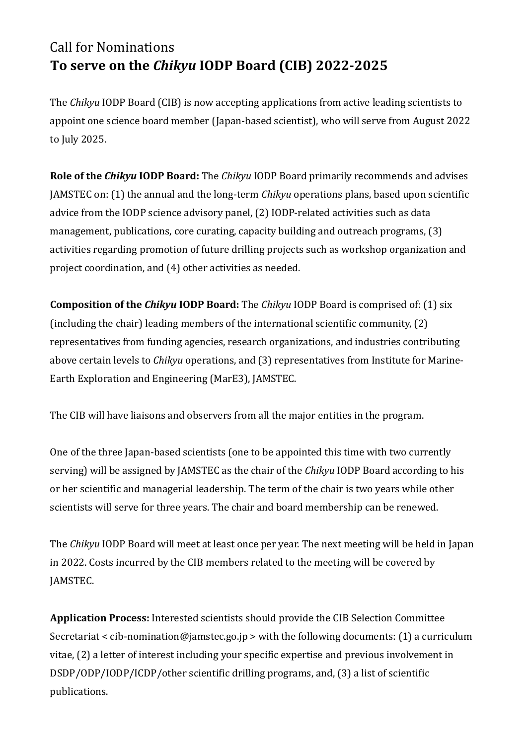# Call for Nominations
# **To serve on the *Chikyu* IODP Board (CIB) 2022-2025**

The *Chikyu* IODP Board (CIB) is now accepting applications from active leading scientists to appoint one science board member (Japan-based scientist), who will serve from August 2022 to July 2025.

**Role of the *Chikyu* IODP Board:** The *Chikyu* IODP Board primarily recommends and advises JAMSTEC on: (1) the annual and the long-term *Chikyu* operations plans, based upon scientific advice from the IODP science advisory panel, (2) IODP-related activities such as data management, publications, core curating, capacity building and outreach programs, (3) activities regarding promotion of future drilling projects such as workshop organization and project coordination, and (4) other activities as needed.

**Composition of the *Chikyu* IODP Board:** The *Chikyu* IODP Board is comprised of: (1) six (including the chair) leading members of the international scientific community, (2) representatives from funding agencies, research organizations, and industries contributing above certain levels to *Chikyu* operations, and (3) representatives from Institute for Marine-Earth Exploration and Engineering (MarE3), JAMSTEC.

The CIB will have liaisons and observers from all the major entities in the program.

One of the three Japan-based scientists (one to be appointed this time with two currently serving) will be assigned by JAMSTEC as the chair of the *Chikyu* IODP Board according to his or her scientific and managerial leadership. The term of the chair is two years while other scientists will serve for three years. The chair and board membership can be renewed.

The *Chikyu* IODP Board will meet at least once per year. The next meeting will be held in Japan in 2022. Costs incurred by the CIB members related to the meeting will be covered by JAMSTEC.

**Application Process:** Interested scientists should provide the CIB Selection Committee Secretariat < cib-nomination@jamstec.go.jp > with the following documents: (1) a curriculum vitae, (2) a letter of interest including your specific expertise and previous involvement in DSDP/ODP/IODP/ICDP/other scientific drilling programs, and, (3) a list of scientific publications.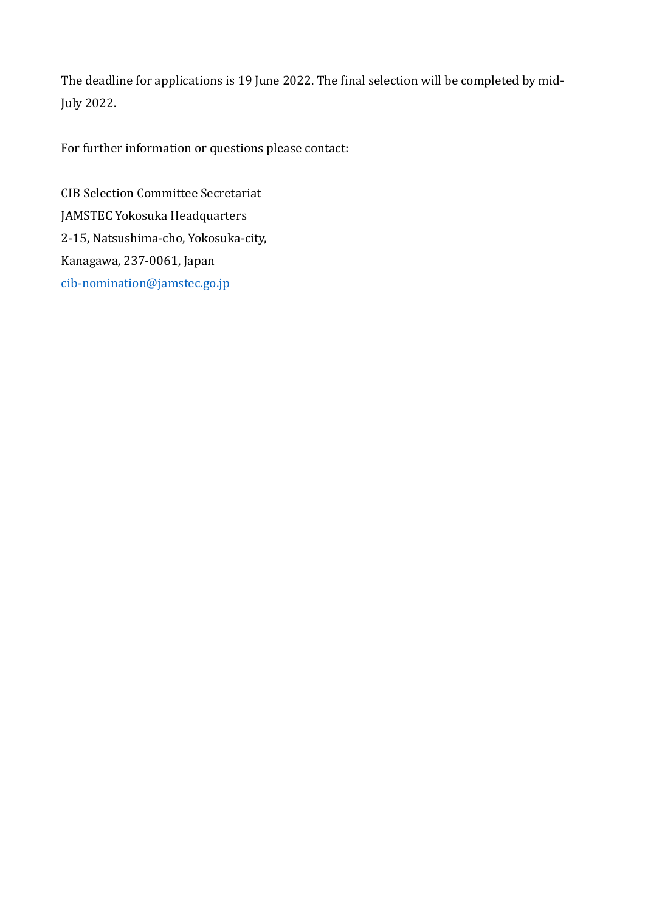The deadline for applications is 19 June 2022. The final selection will be completed by mid-July 2022.

For further information or questions please contact:

CIB Selection Committee Secretariat  
JAMSTEC Yokosuka Headquarters  
2-15, Natsushima-cho, Yokosuka-city,  
Kanagawa, 237-0061, Japan  
cib-nomination@jamstec.go.jp